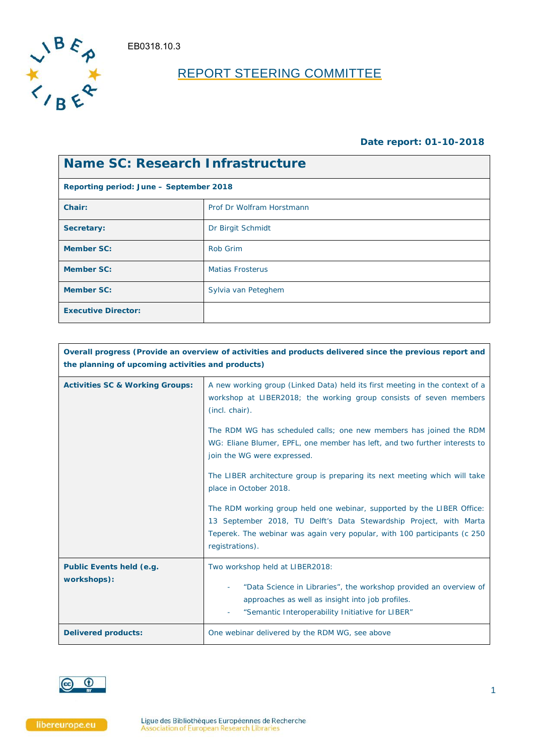EB0318.10.3

# REPORT STEERING COMMITTEE

**Date report: 01-10-2018**

| **Name SC: Research Infrastructure** | |
|---|---|
| **Reporting period: June – September 2018** | |
| **Chair:** | Prof Dr Wolfram Horstmann |
| **Secretary:** | Dr Birgit Schmidt |
| **Member SC:** | Rob Grim |
| **Member SC:** | Matias Frosterus |
| **Member SC:** | Sylvia van Peteghem |
| **Executive Director:** | |

| **Overall progress (Provide an overview of activities and products delivered since the previous report and the planning of upcoming activities and products)** | |
|---|---|
| **Activities SC & Working Groups:** | A new working group (Linked Data) held its first meeting in the context of a workshop at LIBER2018; the working group consists of seven members (incl. chair).<br><br>The RDM WG has scheduled calls; one new members has joined the RDM WG: Eliane Blumer, EPFL, one member has left, and two further interests to join the WG were expressed.<br><br>The LIBER architecture group is preparing its next meeting which will take place in October 2018.<br><br>The RDM working group held one webinar, supported by the LIBER Office: 13 September 2018, TU Delft's Data Stewardship Project, with Marta Teperek. The webinar was again very popular, with 100 participants (c 250 registrations). |
| **Public Events held (e.g. workshops):** | Two workshop held at LIBER2018:<br>- "Data Science in Libraries", the workshop provided an overview of approaches as well as insight into job profiles.<br>- "Semantic Interoperability Initiative for LIBER" |
| **Delivered products:** | One webinar delivered by the RDM WG, see above |

libereurope.eu

Ligue des Bibliothèques Européennes de Recherche
Association of European Research Libraries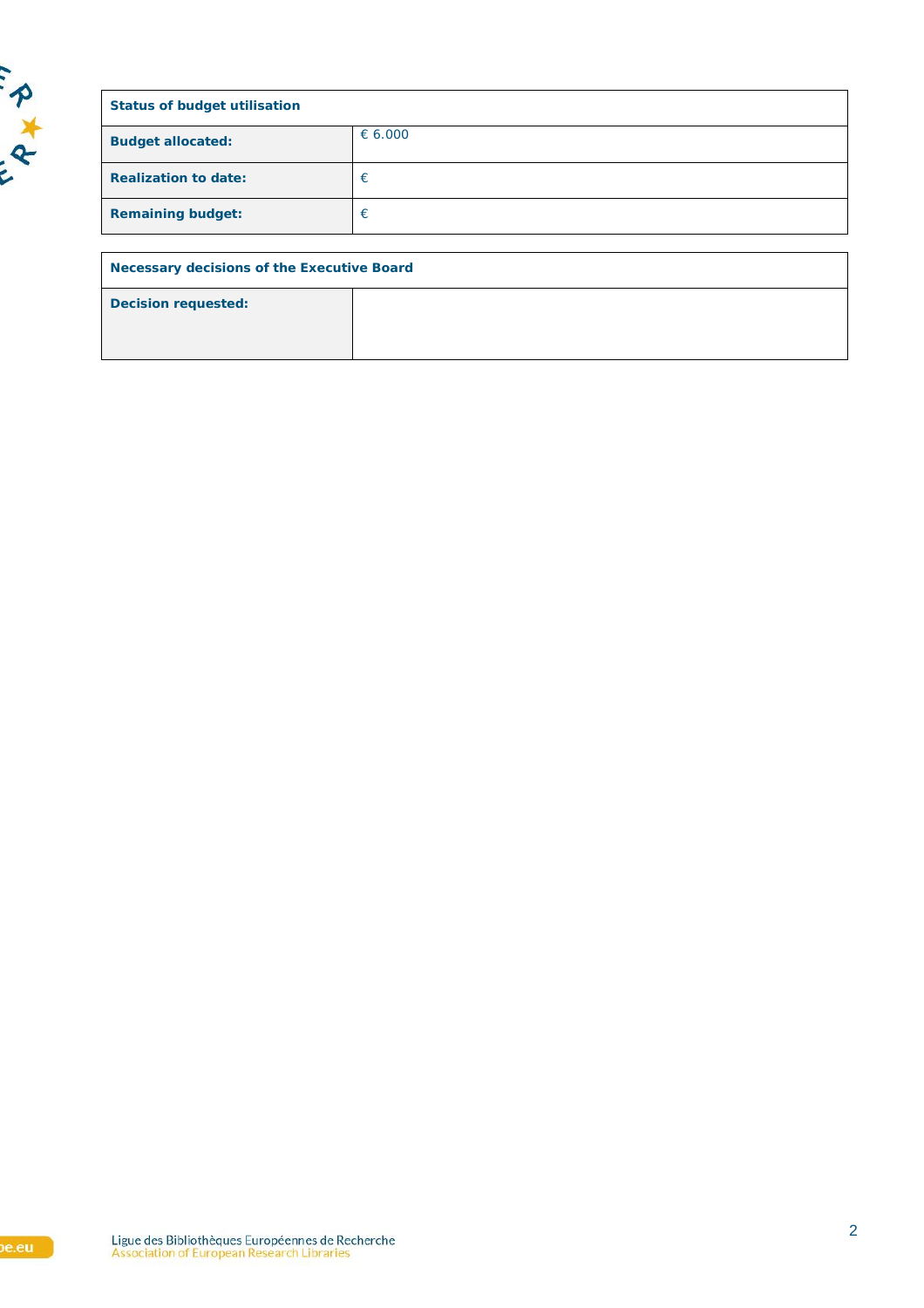| Status of budget utilisation | |
|---|---|
| **Budget allocated:** | € 6.000 |
| **Realization to date:** | € |
| **Remaining budget:** | € |

| Necessary decisions of the Executive Board | |
|---|---|
| **Decision requested:** | |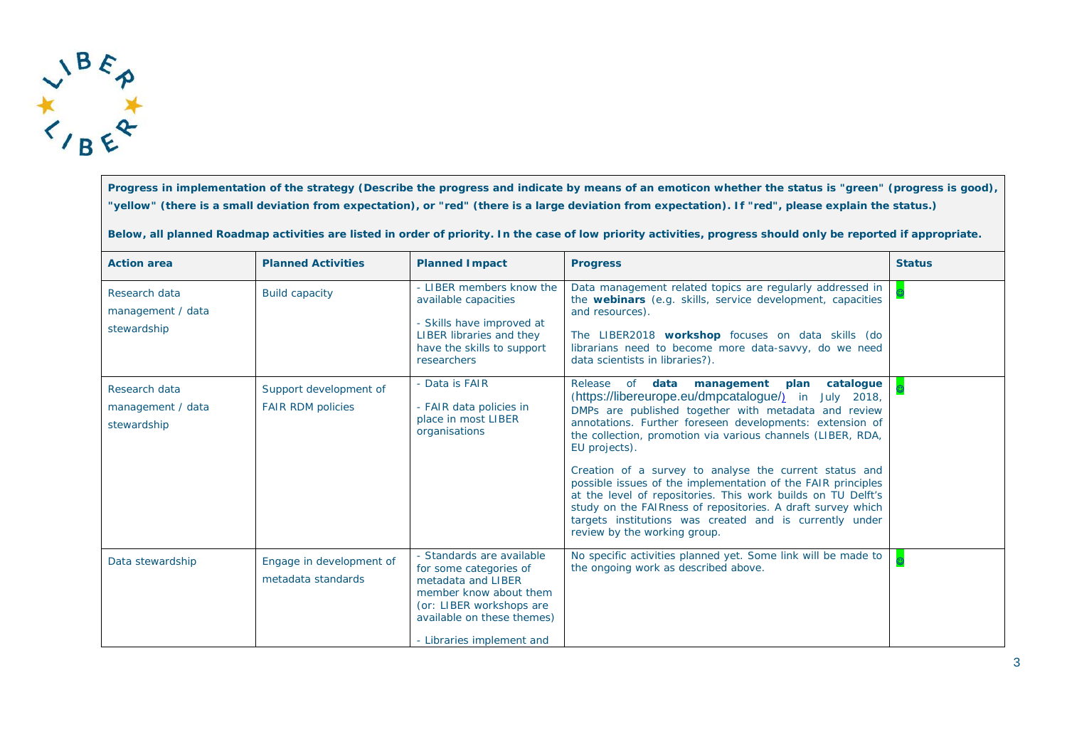**Progress in implementation of the strategy (Describe the progress and indicate by means of an emoticon whether the status is "green" (progress is good), "yellow" (there is a small deviation from expectation), or "red" (there is a large deviation from expectation). If "red", please explain the status.)**

**Below, all planned Roadmap activities are listed in order of priority. In the case of low priority activities, progress should only be reported if appropriate.**

| Action area | Planned Activities | Planned Impact | Progress | Status |
|---|---|---|---|---|
| Research data management / data stewardship | Build capacity | - LIBER members know the available capacities<br><br>- Skills have improved at LIBER libraries and they have the skills to support researchers | Data management related topics are regularly addressed in the **webinars** (e.g. skills, service development, capacities and resources).<br><br>The LIBER2018 **workshop** focuses on data skills (do librarians need to become more data-savvy, do we need data scientists in libraries?). | ☺ |
| Research data management / data stewardship | Support development of FAIR RDM policies | - Data is FAIR<br><br>- FAIR data policies in place in most LIBER organisations | Release of **data management plan catalogue** (https://libereurope.eu/dmpcatalogue/) in July 2018, DMPs are published together with metadata and review annotations. Further foreseen developments: extension of the collection, promotion via various channels (LIBER, RDA, EU projects).<br><br>Creation of a survey to analyse the current status and possible issues of the implementation of the FAIR principles at the level of repositories. This work builds on TU Delft's study on the FAIRness of repositories. A draft survey which targets institutions was created and is currently under review by the working group. | ☺ |
| Data stewardship | Engage in development of metadata standards | - Standards are available for some categories of metadata and LIBER member know about them (or: LIBER workshops are available on these themes)<br><br>- Libraries implement and | No specific activities planned yet. Some link will be made to the ongoing work as described above. | ☺ |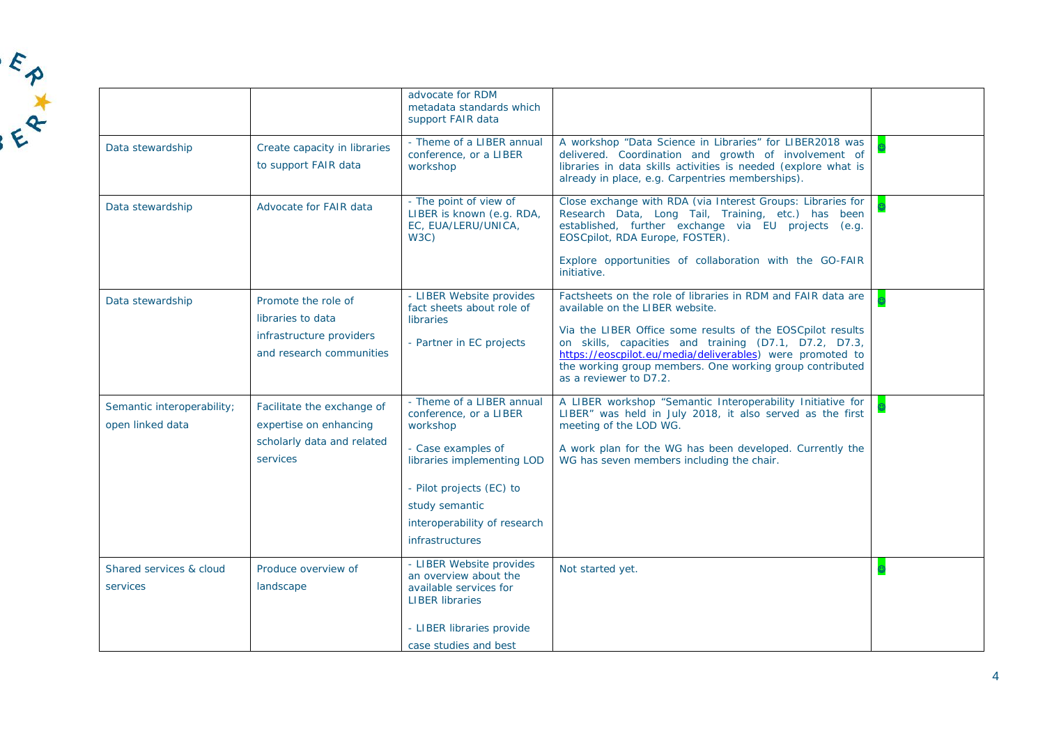|  |  |  |  |  |
|---|---|---|---|---|
|  |  | advocate for RDM metadata standards which support FAIR data |  |  |
| Data stewardship | Create capacity in libraries to support FAIR data | - Theme of a LIBER annual conference, or a LIBER workshop | A workshop "Data Science in Libraries" for LIBER2018 was delivered. Coordination and growth of involvement of libraries in data skills activities is needed (explore what is already in place, e.g. Carpentries memberships). | ☺ |
| Data stewardship | Advocate for FAIR data | - The point of view of LIBER is known (e.g. RDA, EC, EUA/LERU/UNICA, W3C) | Close exchange with RDA (via Interest Groups: Libraries for Research Data, Long Tail, Training, etc.) has been established, further exchange via EU projects (e.g. EOSCpilot, RDA Europe, FOSTER).<br><br>Explore opportunities of collaboration with the GO-FAIR initiative. | ☺ |
| Data stewardship | Promote the role of libraries to data infrastructure providers and research communities | - LIBER Website provides fact sheets about role of libraries<br><br>- Partner in EC projects | Factsheets on the role of libraries in RDM and FAIR data are available on the LIBER website.<br><br>Via the LIBER Office some results of the EOSCpilot results on skills, capacities and training (D7.1, D7.2, D7.3, https://eoscpilot.eu/media/deliverables) were promoted to the working group members. One working group contributed as a reviewer to D7.2. | ☺ |
| Semantic interoperability; open linked data | Facilitate the exchange of expertise on enhancing scholarly data and related services | - Theme of a LIBER annual conference, or a LIBER workshop<br><br>- Case examples of libraries implementing LOD<br><br>- Pilot projects (EC) to study semantic interoperability of research infrastructures | A LIBER workshop "Semantic Interoperability Initiative for LIBER" was held in July 2018, it also served as the first meeting of the LOD WG.<br><br>A work plan for the WG has been developed. Currently the WG has seven members including the chair. | ☺ |
| Shared services & cloud services | Produce overview of landscape | - LIBER Website provides an overview about the available services for LIBER libraries<br><br>- LIBER libraries provide case studies and best | Not started yet. | ☺ |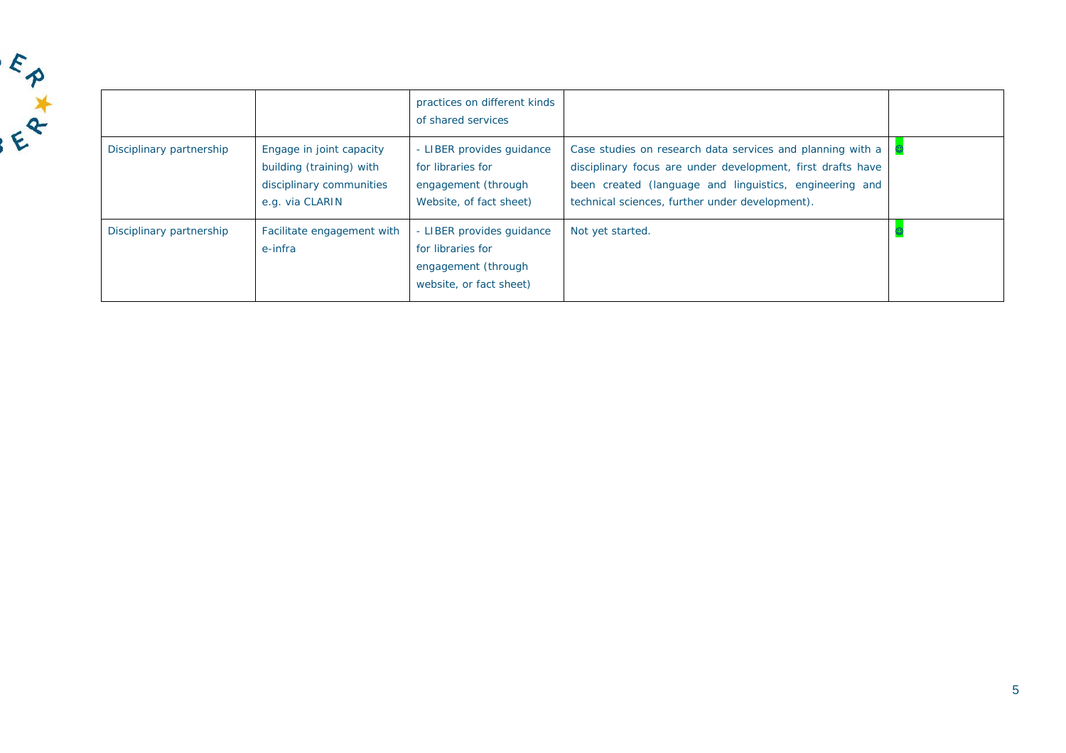| | | | | |
|---|---|---|---|---|
| | | practices on different kinds of shared services | | |
| Disciplinary partnership | Engage in joint capacity building (training) with disciplinary communities e.g. via CLARIN | - LIBER provides guidance for libraries for engagement (through Website, of fact sheet) | Case studies on research data services and planning with a disciplinary focus are under development, first drafts have been created (language and linguistics, engineering and technical sciences, further under development). | ☺ |
| Disciplinary partnership | Facilitate engagement with e-infra | - LIBER provides guidance for libraries for engagement (through website, or fact sheet) | Not yet started. | ☺ |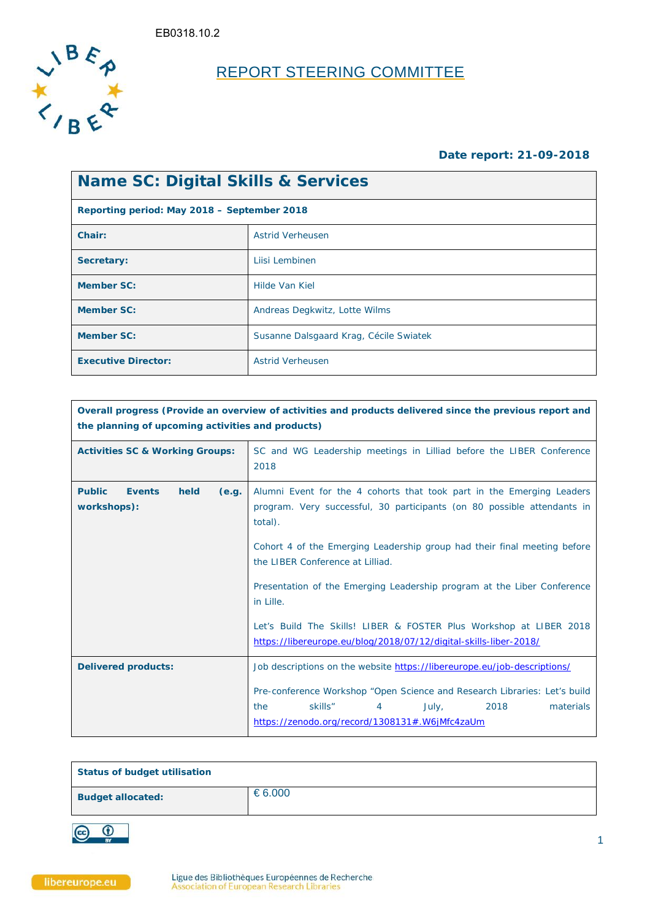EB0318.10.2

# REPORT STEERING COMMITTEE

**Date report: 21-09-2018**

| **Name SC: Digital Skills & Services** | |
|---|---|
| **Reporting period: May 2018 – September 2018** | |
| **Chair:** | Astrid Verheusen |
| **Secretary:** | Liisi Lembinen |
| **Member SC:** | Hilde Van Kiel |
| **Member SC:** | Andreas Degkwitz, Lotte Wilms |
| **Member SC:** | Susanne Dalsgaard Krag, Cécile Swiatek |
| **Executive Director:** | Astrid Verheusen |

| **Overall progress (Provide an overview of activities and products delivered since the previous report and the planning of upcoming activities and products)** | |
|---|---|
| **Activities SC & Working Groups:** | SC and WG Leadership meetings in Lilliad before the LIBER Conference 2018 |
| **Public Events held (e.g. workshops):** | Alumni Event for the 4 cohorts that took part in the Emerging Leaders program. Very successful, 30 participants (on 80 possible attendants in total).<br><br>Cohort 4 of the Emerging Leadership group had their final meeting before the LIBER Conference at Lilliad.<br><br>Presentation of the Emerging Leadership program at the Liber Conference in Lille.<br><br>Let's Build The Skills! LIBER & FOSTER Plus Workshop at LIBER 2018 https://libereurope.eu/blog/2018/07/12/digital-skills-liber-2018/ |
| **Delivered products:** | Job descriptions on the website https://libereurope.eu/job-descriptions/<br><br>Pre-conference Workshop "Open Science and Research Libraries: Let's build the skills" 4 July, 2018 materials https://zenodo.org/record/1308131#.W6jMfc4zaUm |

| **Status of budget utilisation** | |
|---|---|
| **Budget allocated:** | € 6.000 |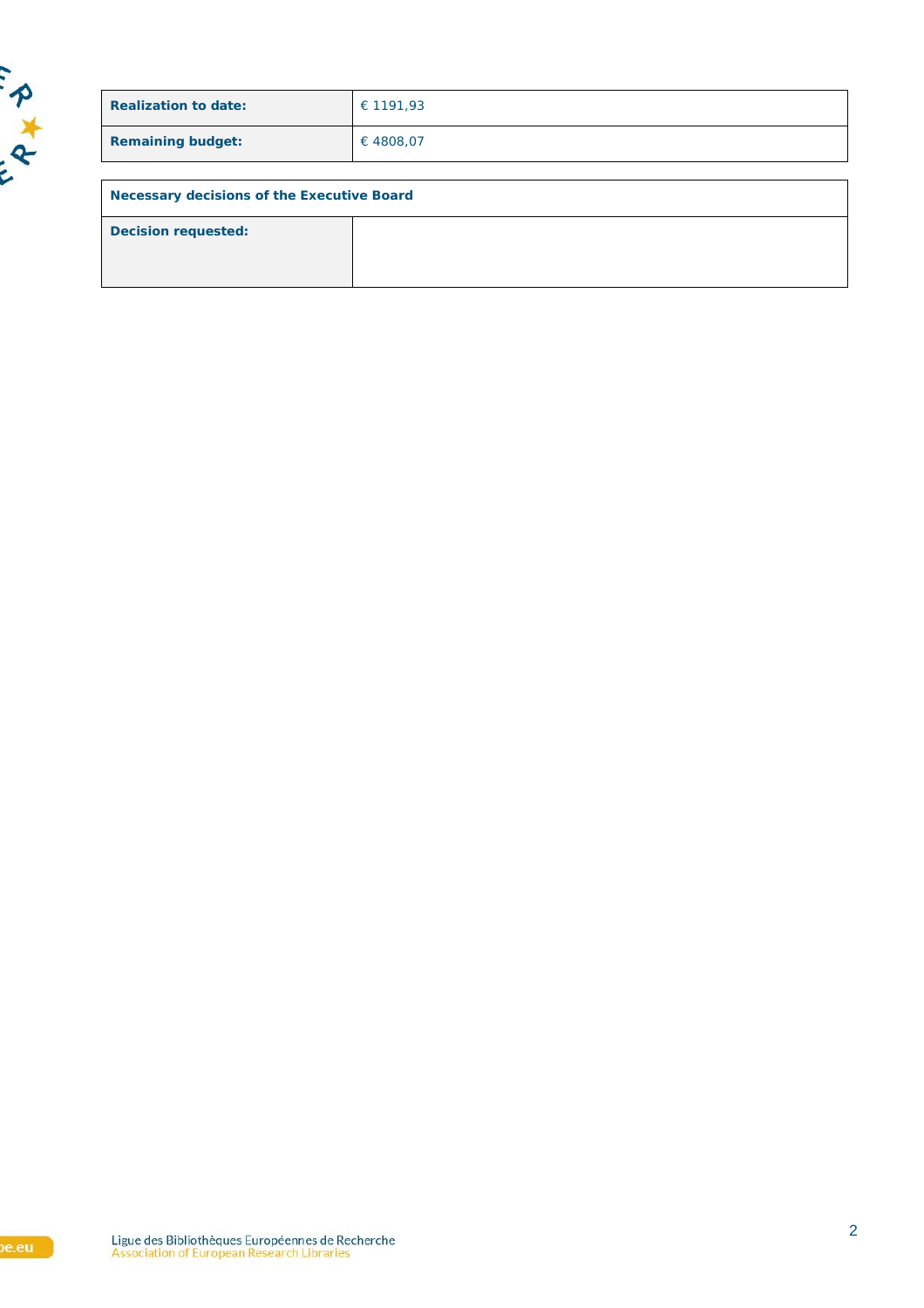| **Realization to date:** | € 1191,93 |
| --- | --- |
| **Remaining budget:** | € 4808,07 |

| **Necessary decisions of the Executive Board** | |
| --- | --- |
| **Decision requested:** | |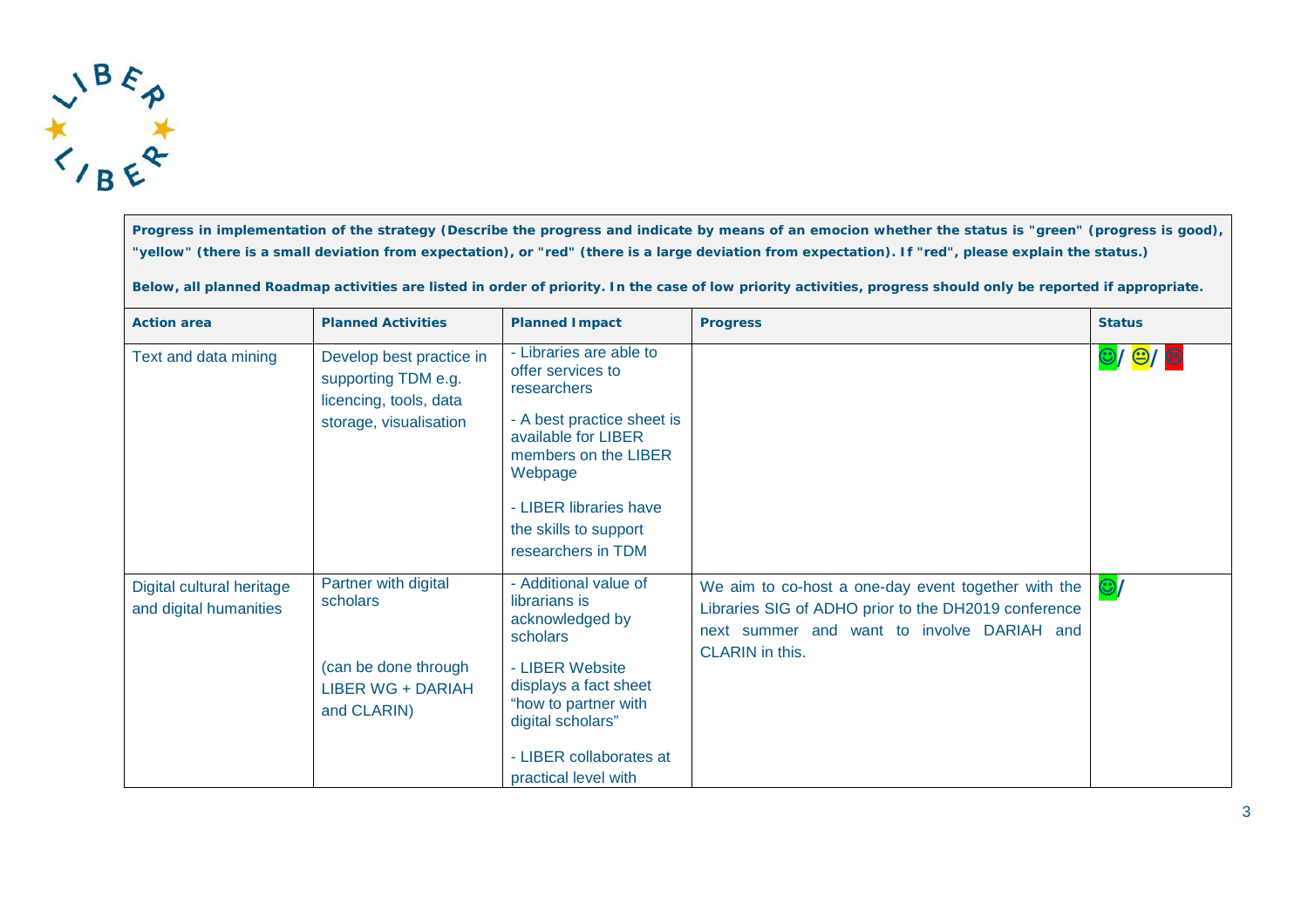**Progress in implementation of the strategy (Describe the progress and indicate by means of an emocion whether the status is "green" (progress is good), "yellow" (there is a small deviation from expectation), or "red" (there is a large deviation from expectation). If "red", please explain the status.)**

**Below, all planned Roadmap activities are listed in order of priority. In the case of low priority activities, progress should only be reported if appropriate.**

| **Action area** | **Planned Activities** | **Planned Impact** | **Progress** | **Status** |
|---|---|---|---|---|
| Text and data mining | Develop best practice in supporting TDM e.g. licencing, tools, data storage, visualisation | - Libraries are able to offer services to researchers<br><br>- A best practice sheet is available for LIBER members on the LIBER Webpage<br><br>- LIBER libraries have the skills to support researchers in TDM | | ☺/ 😐/ ☹ |
| Digital cultural heritage and digital humanities | Partner with digital scholars<br><br>(can be done through LIBER WG + DARIAH and CLARIN) | - Additional value of librarians is acknowledged by scholars<br><br>- LIBER Website displays a fact sheet "how to partner with digital scholars"<br><br>- LIBER collaborates at practical level with | We aim to co-host a one-day event together with the Libraries SIG of ADHO prior to the DH2019 conference next summer and want to involve DARIAH and CLARIN in this. | ☺/ |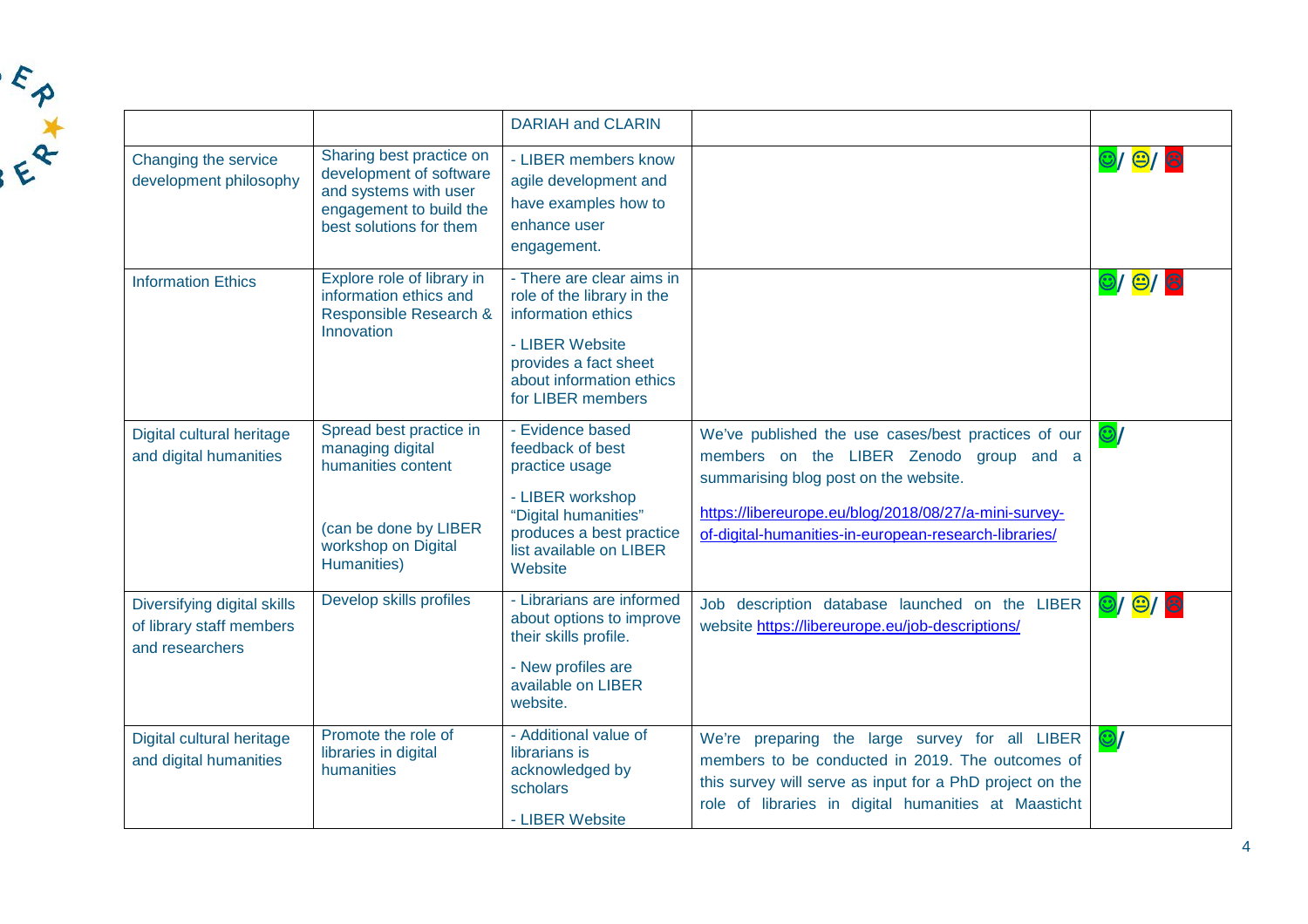| | | DARIAH and CLARIN | | |
|---|---|---|---|---|
| Changing the service development philosophy | Sharing best practice on development of software and systems with user engagement to build the best solutions for them | - LIBER members know agile development and have examples how to enhance user engagement. | | ☺/ 😐/ ☹ |
| Information Ethics | Explore role of library in information ethics and Responsible Research & Innovation | - There are clear aims in role of the library in the information ethics<br>- LIBER Website provides a fact sheet about information ethics for LIBER members | | ☺/ 😐/ ☹ |
| Digital cultural heritage and digital humanities | Spread best practice in managing digital humanities content<br><br>(can be done by LIBER workshop on Digital Humanities) | - Evidence based feedback of best practice usage<br>- LIBER workshop "Digital humanities" produces a best practice list available on LIBER Website | We've published the use cases/best practices of our members on the LIBER Zenodo group and a summarising blog post on the website.<br>https://libereurope.eu/blog/2018/08/27/a-mini-survey-of-digital-humanities-in-european-research-libraries/ | ☺/ |
| Diversifying digital skills of library staff members and researchers | Develop skills profiles | - Librarians are informed about options to improve their skills profile.<br>- New profiles are available on LIBER website. | Job description database launched on the LIBER website https://libereurope.eu/job-descriptions/ | ☺/ 😐/ ☹ |
| Digital cultural heritage and digital humanities | Promote the role of libraries in digital humanities | - Additional value of librarians is acknowledged by scholars<br>- LIBER Website | We're preparing the large survey for all LIBER members to be conducted in 2019. The outcomes of this survey will serve as input for a PhD project on the role of libraries in digital humanities at Maastricht | ☺/ |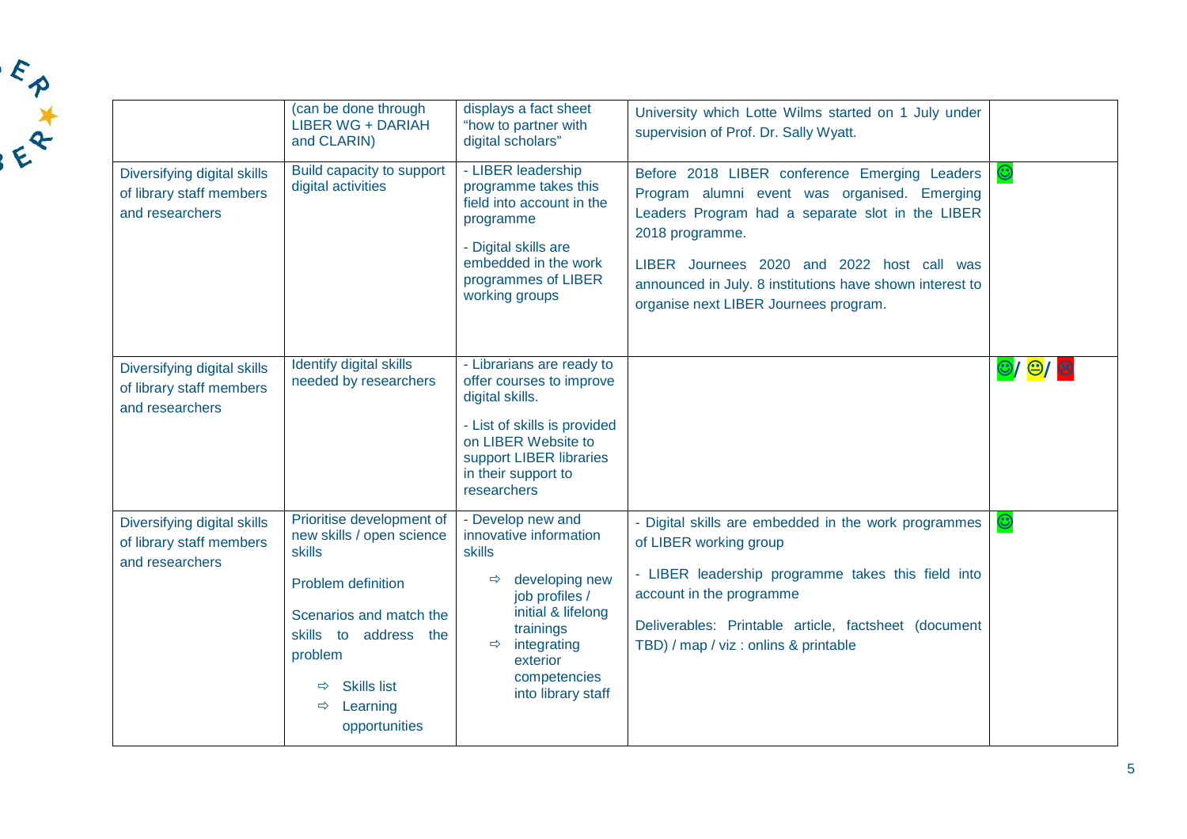| | | | | |
|---|---|---|---|---|
| | (can be done through LIBER WG + DARIAH and CLARIN) | displays a fact sheet "how to partner with digital scholars" | University which Lotte Wilms started on 1 July under supervision of Prof. Dr. Sally Wyatt. | |
| Diversifying digital skills of library staff members and researchers | Build capacity to support digital activities | - LIBER leadership programme takes this field into account in the programme<br><br>- Digital skills are embedded in the work programmes of LIBER working groups | Before 2018 LIBER conference Emerging Leaders Program alumni event was organised. Emerging Leaders Program had a separate slot in the LIBER 2018 programme.<br><br>LIBER Journees 2020 and 2022 host call was announced in July. 8 institutions have shown interest to organise next LIBER Journees program. | ☺ |
| Diversifying digital skills of library staff members and researchers | Identify digital skills needed by researchers | - Librarians are ready to offer courses to improve digital skills.<br><br>- List of skills is provided on LIBER Website to support LIBER libraries in their support to researchers | | ☺/ 😐/ ☹ |
| Diversifying digital skills of library staff members and researchers | Prioritise development of new skills / open science skills<br><br>Problem definition<br><br>Scenarios and match the skills to address the problem<br><br>⇨ Skills list<br>⇨ Learning opportunities | - Develop new and innovative information skills<br><br>⇨ developing new job profiles / initial & lifelong trainings<br>⇨ integrating exterior competencies into library staff | - Digital skills are embedded in the work programmes of LIBER working group<br><br>- LIBER leadership programme takes this field into account in the programme<br><br>Deliverables: Printable article, factsheet (document TBD) / map / viz : onlins & printable | ☺ |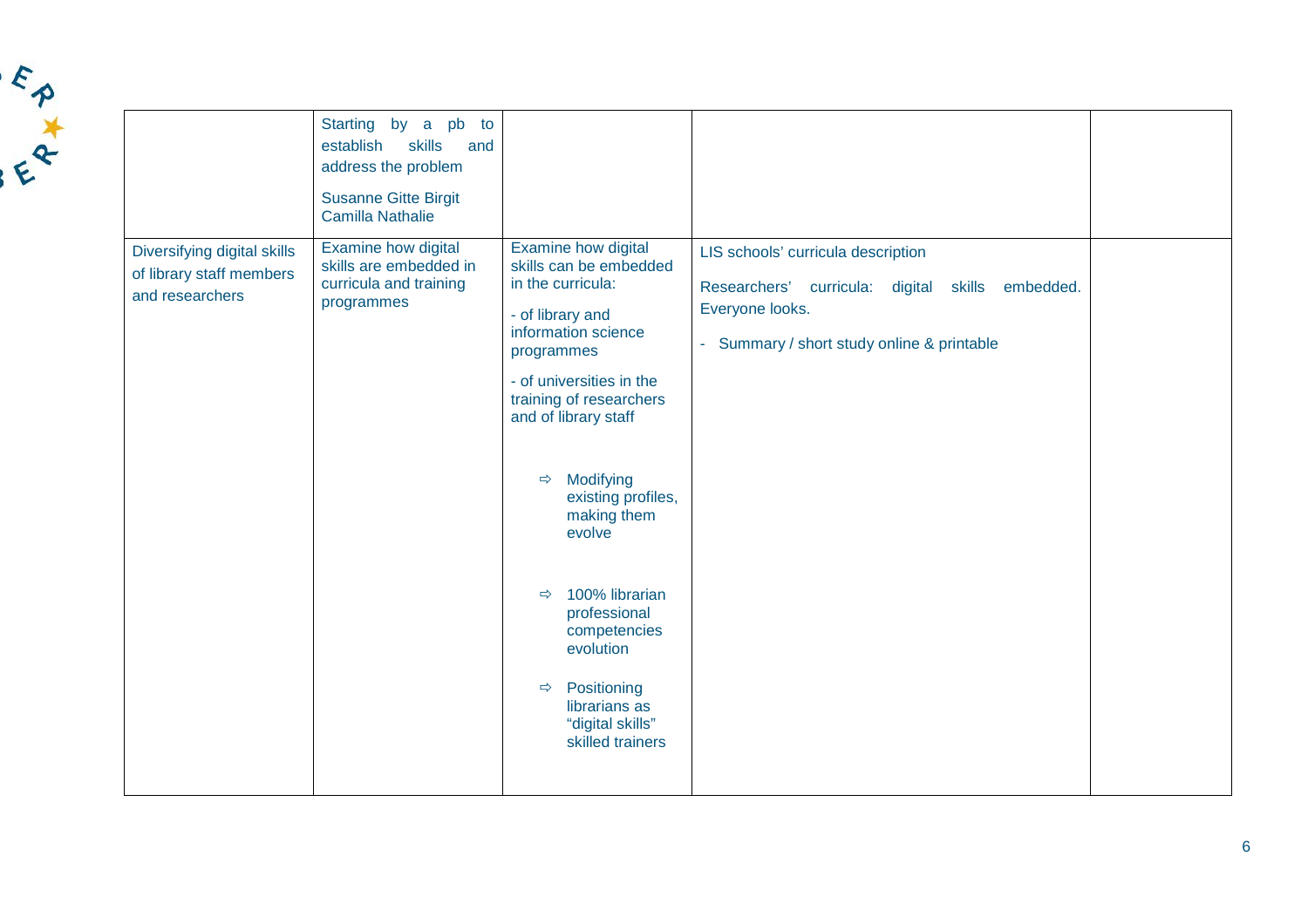|  |  |  |  |  |
|---|---|---|---|---|
|  | Starting by a pb to establish skills and address the problem<br><br>Susanne Gitte Birgit Camilla Nathalie |  |  |  |
| Diversifying digital skills of library staff members and researchers | Examine how digital skills are embedded in curricula and training programmes | Examine how digital skills can be embedded in the curricula:<br><br>- of library and information science programmes<br><br>- of universities in the training of researchers and of library staff<br><br>⇨ Modifying existing profiles, making them evolve<br><br>⇨ 100% librarian professional competencies evolution<br><br>⇨ Positioning librarians as "digital skills" skilled trainers | LIS schools' curricula description<br><br>Researchers' curricula: digital skills embedded. Everyone looks.<br><br>- Summary / short study online & printable |  |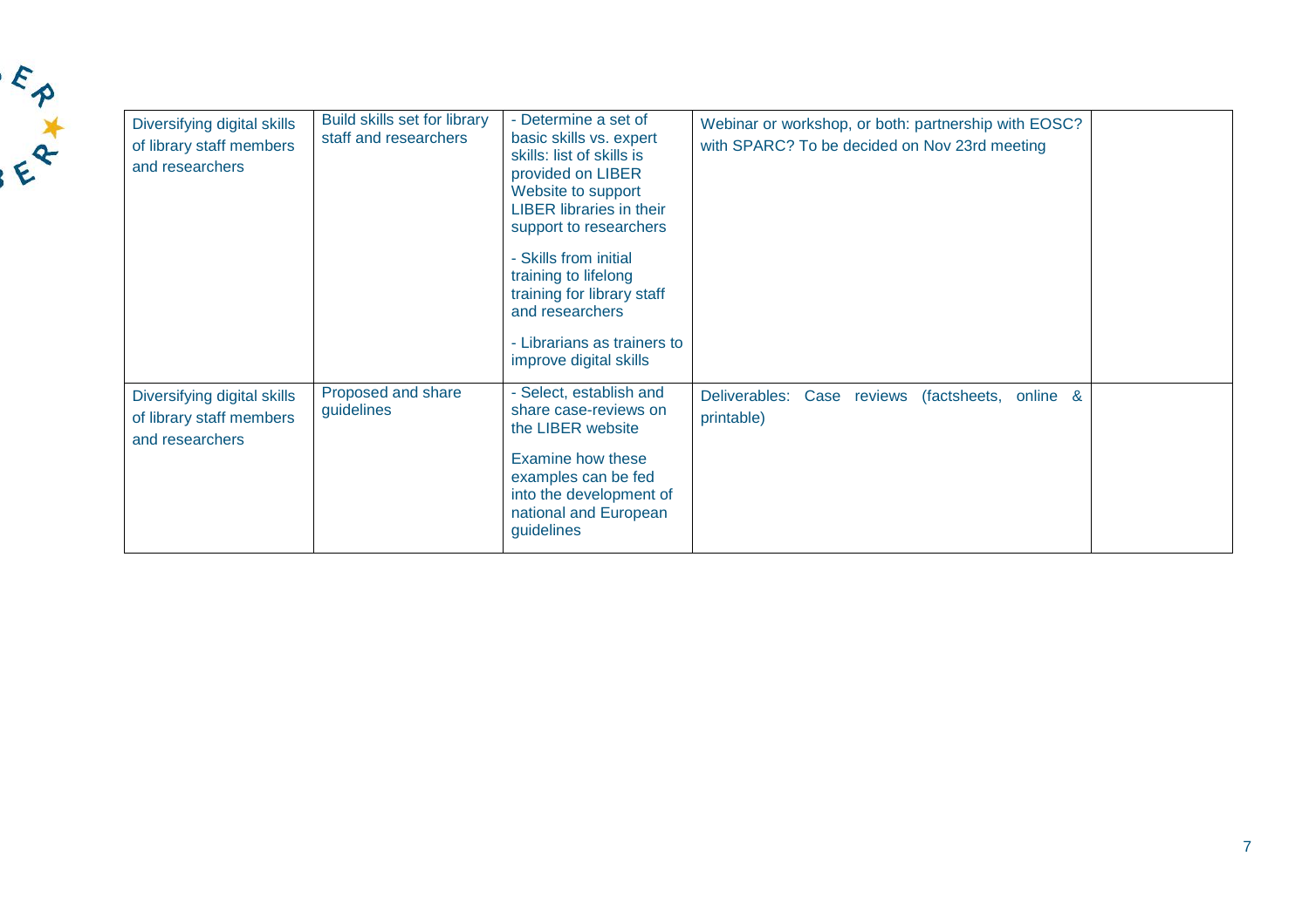| Diversifying digital skills of library staff members and researchers | Build skills set for library staff and researchers | - Determine a set of basic skills vs. expert skills: list of skills is provided on LIBER Website to support LIBER libraries in their support to researchers<br><br>- Skills from initial training to lifelong training for library staff and researchers<br><br>- Librarians as trainers to improve digital skills | Webinar or workshop, or both: partnership with EOSC? with SPARC? To be decided on Nov 23rd meeting | |
|---|---|---|---|---|
| Diversifying digital skills of library staff members and researchers | Proposed and share guidelines | - Select, establish and share case-reviews on the LIBER website<br><br>Examine how these examples can be fed into the development of national and European guidelines | Deliverables: Case reviews (factsheets, online & printable) | |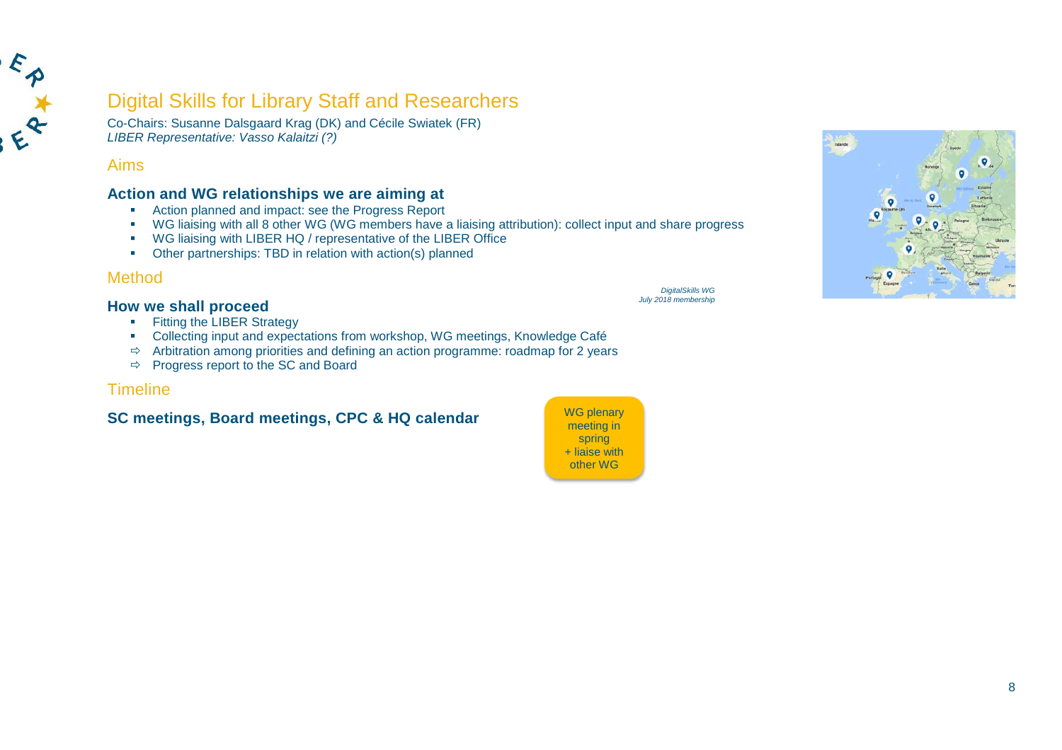# Digital Skills for Library Staff and Researchers

Co-Chairs: Susanne Dalsgaard Krag (DK) and Cécile Swiatek (FR)
*LIBER Representative: Vasso Kalaitzi (?)*

## Aims

### Action and WG relationships we are aiming at

- Action planned and impact: see the Progress Report
- WG liaising with all 8 other WG (WG members have a liaising attribution): collect input and share progress
- WG liaising with LIBER HQ / representative of the LIBER Office
- Other partnerships: TBD in relation with action(s) planned

*DigitalSkills WG*
*July 2018 membership*

## Method

### How we shall proceed

- Fitting the LIBER Strategy
- Collecting input and expectations from workshop, WG meetings, Knowledge Café
- ⇨ Arbitration among priorities and defining an action programme: roadmap for 2 years
- ⇨ Progress report to the SC and Board

## Timeline

### SC meetings, Board meetings, CPC & HQ calendar

WG plenary meeting in spring + liaise with other WG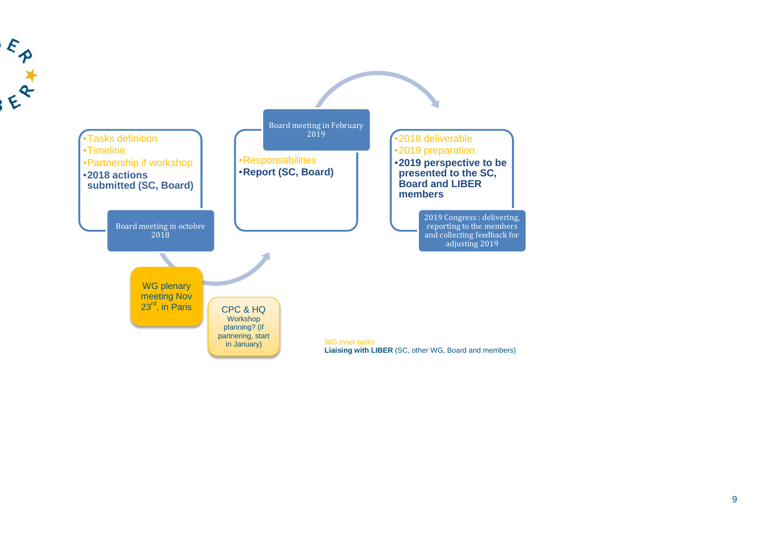- Tasks definition
- Timeline
- Partnership if workshop
- **2018 actions submitted (SC, Board)**

Board meeting in octobre 2018

Board meeting in February 2019

- Responsabilities
- **Report (SC, Board)**

- 2018 deliverable
- 2019 preparation
- **2019 perspective to be presented to the SC, Board and LIBER members**

2019 Congress : delivering, reporting to the members and collecting feedback for adjusting 2019

WG plenary meeting Nov 23rd, in Paris

CPC & HQ
Workshop planning? (if partnering, start in January)

WG inner tasks
**Liaising with LIBER** (SC, other WG, Board and members)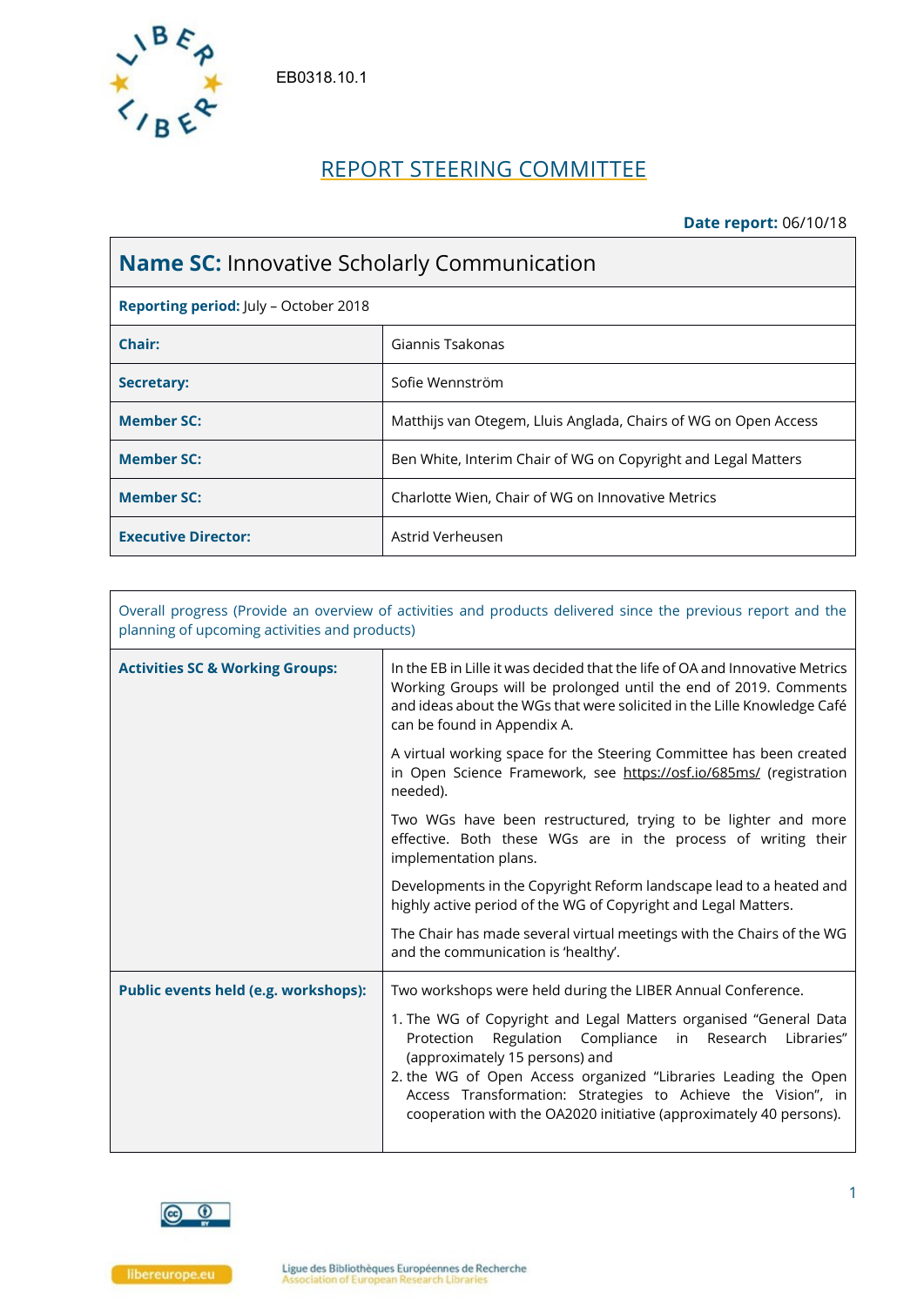EB0318.10.1

# REPORT STEERING COMMITTEE

**Date report:** 06/10/18

| **Name SC:** Innovative Scholarly Communication | |
|---|---|
| **Reporting period:** July – October 2018 | |
| **Chair:** | Giannis Tsakonas |
| **Secretary:** | Sofie Wennström |
| **Member SC:** | Matthijs van Otegem, Lluis Anglada, Chairs of WG on Open Access |
| **Member SC:** | Ben White, Interim Chair of WG on Copyright and Legal Matters |
| **Member SC:** | Charlotte Wien, Chair of WG on Innovative Metrics |
| **Executive Director:** | Astrid Verheusen |

| Overall progress (Provide an overview of activities and products delivered since the previous report and the planning of upcoming activities and products) | |
|---|---|
| **Activities SC & Working Groups:** | In the EB in Lille it was decided that the life of OA and Innovative Metrics Working Groups will be prolonged until the end of 2019. Comments and ideas about the WGs that were solicited in the Lille Knowledge Café can be found in Appendix A.<br><br>A virtual working space for the Steering Committee has been created in Open Science Framework, see https://osf.io/685ms/ (registration needed).<br><br>Two WGs have been restructured, trying to be lighter and more effective. Both these WGs are in the process of writing their implementation plans.<br><br>Developments in the Copyright Reform landscape lead to a heated and highly active period of the WG of Copyright and Legal Matters.<br><br>The Chair has made several virtual meetings with the Chairs of the WG and the communication is 'healthy'. |
| **Public events held (e.g. workshops):** | Two workshops were held during the LIBER Annual Conference.<br><br>1. The WG of Copyright and Legal Matters organised "General Data Protection Regulation Compliance in Research Libraries" (approximately 15 persons) and<br>2. the WG of Open Access organized "Libraries Leading the Open Access Transformation: Strategies to Achieve the Vision", in cooperation with the OA2020 initiative (approximately 40 persons). |

libereurope.eu

Ligue des Bibliothèques Européennes de Recherche
Association of European Research Libraries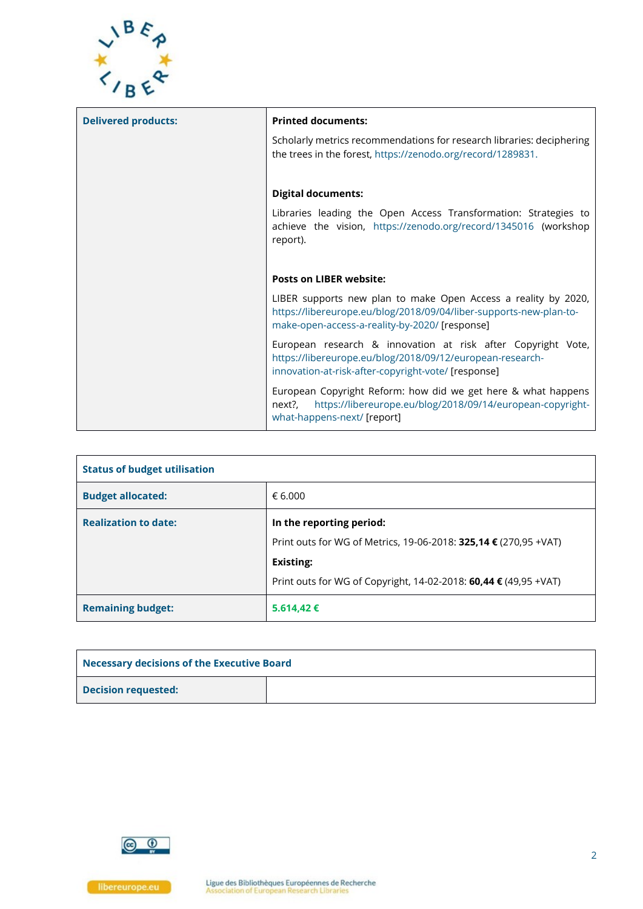| **Delivered products:** | **Printed documents:**<br><br>Scholarly metrics recommendations for research libraries: deciphering the trees in the forest, https://zenodo.org/record/1289831.<br><br>**Digital documents:**<br><br>Libraries leading the Open Access Transformation: Strategies to achieve the vision, https://zenodo.org/record/1345016 (workshop report).<br><br>**Posts on LIBER website:**<br><br>LIBER supports new plan to make Open Access a reality by 2020, https://libereurope.eu/blog/2018/09/04/liber-supports-new-plan-to-make-open-access-a-reality-by-2020/ [response]<br><br>European research & innovation at risk after Copyright Vote, https://libereurope.eu/blog/2018/09/12/european-research-innovation-at-risk-after-copyright-vote/ [response]<br><br>European Copyright Reform: how did we get here & what happens next?, https://libereurope.eu/blog/2018/09/14/european-copyright-what-happens-next/ [report] |
|---|---|

| **Status of budget utilisation** | |
|---|---|
| **Budget allocated:** | € 6.000 |
| **Realization to date:** | **In the reporting period:**<br><br>Print outs for WG of Metrics, 19-06-2018: **325,14 €** (270,95 +VAT)<br><br>**Existing:**<br><br>Print outs for WG of Copyright, 14-02-2018: **60,44 €** (49,95 +VAT) |
| **Remaining budget:** | **5.614,42 €** |

| **Necessary decisions of the Executive Board** | |
|---|---|
| **Decision requested:** | |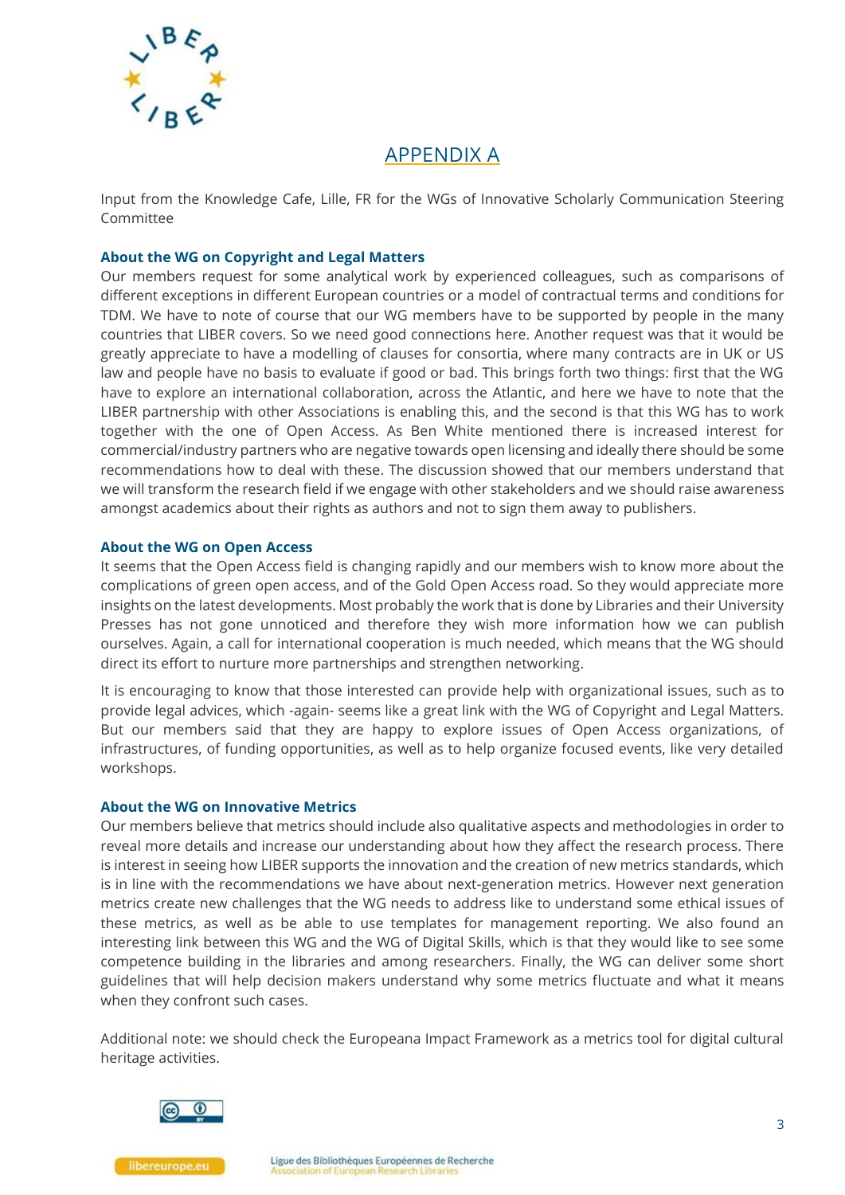# APPENDIX A

Input from the Knowledge Cafe, Lille, FR for the WGs of Innovative Scholarly Communication Steering Committee

**About the WG on Copyright and Legal Matters**

Our members request for some analytical work by experienced colleagues, such as comparisons of different exceptions in different European countries or a model of contractual terms and conditions for TDM. We have to note of course that our WG members have to be supported by people in the many countries that LIBER covers. So we need good connections here. Another request was that it would be greatly appreciate to have a modelling of clauses for consortia, where many contracts are in UK or US law and people have no basis to evaluate if good or bad. This brings forth two things: first that the WG have to explore an international collaboration, across the Atlantic, and here we have to note that the LIBER partnership with other Associations is enabling this, and the second is that this WG has to work together with the one of Open Access. As Ben White mentioned there is increased interest for commercial/industry partners who are negative towards open licensing and ideally there should be some recommendations how to deal with these. The discussion showed that our members understand that we will transform the research field if we engage with other stakeholders and we should raise awareness amongst academics about their rights as authors and not to sign them away to publishers.

**About the WG on Open Access**

It seems that the Open Access field is changing rapidly and our members wish to know more about the complications of green open access, and of the Gold Open Access road. So they would appreciate more insights on the latest developments. Most probably the work that is done by Libraries and their University Presses has not gone unnoticed and therefore they wish more information how we can publish ourselves. Again, a call for international cooperation is much needed, which means that the WG should direct its effort to nurture more partnerships and strengthen networking.

It is encouraging to know that those interested can provide help with organizational issues, such as to provide legal advices, which -again- seems like a great link with the WG of Copyright and Legal Matters. But our members said that they are happy to explore issues of Open Access organizations, of infrastructures, of funding opportunities, as well as to help organize focused events, like very detailed workshops.

**About the WG on Innovative Metrics**

Our members believe that metrics should include also qualitative aspects and methodologies in order to reveal more details and increase our understanding about how they affect the research process. There is interest in seeing how LIBER supports the innovation and the creation of new metrics standards, which is in line with the recommendations we have about next-generation metrics. However next generation metrics create new challenges that the WG needs to address like to understand some ethical issues of these metrics, as well as be able to use templates for management reporting. We also found an interesting link between this WG and the WG of Digital Skills, which is that they would like to see some competence building in the libraries and among researchers. Finally, the WG can deliver some short guidelines that will help decision makers understand why some metrics fluctuate and what it means when they confront such cases.

Additional note: we should check the Europeana Impact Framework as a metrics tool for digital cultural heritage activities.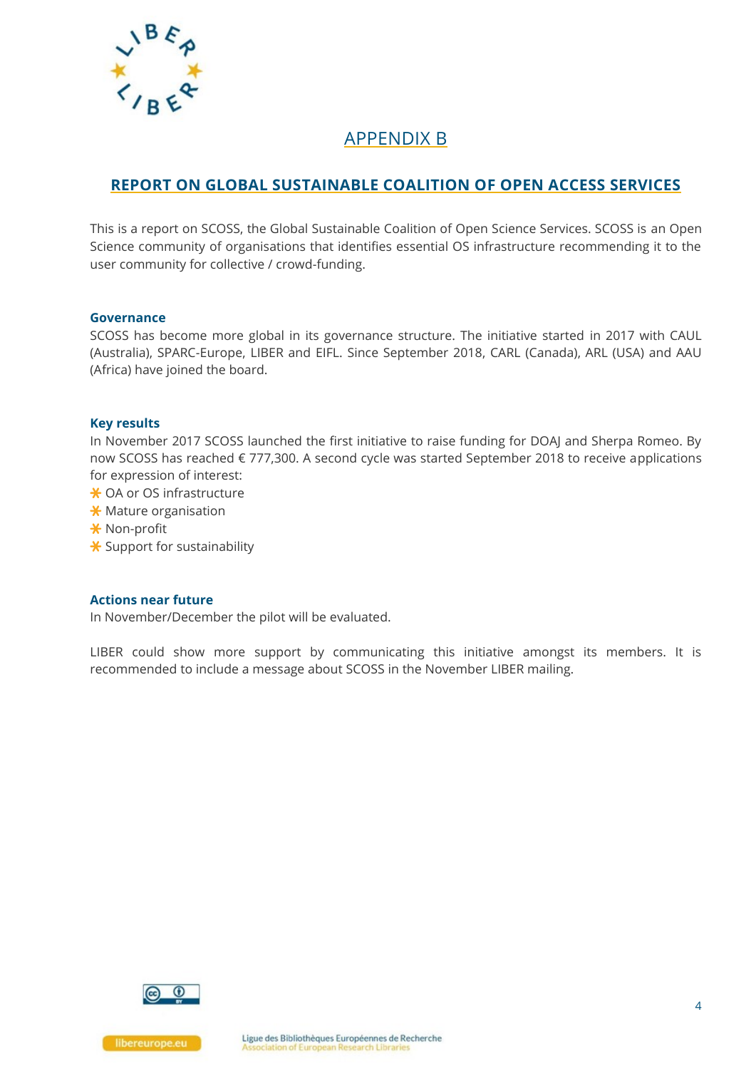# APPENDIX B

## REPORT ON GLOBAL SUSTAINABLE COALITION OF OPEN ACCESS SERVICES

This is a report on SCOSS, the Global Sustainable Coalition of Open Science Services. SCOSS is an Open Science community of organisations that identifies essential OS infrastructure recommending it to the user community for collective / crowd-funding.

### Governance

SCOSS has become more global in its governance structure. The initiative started in 2017 with CAUL (Australia), SPARC-Europe, LIBER and EIFL. Since September 2018, CARL (Canada), ARL (USA) and AAU (Africa) have joined the board.

### Key results

In November 2017 SCOSS launched the first initiative to raise funding for DOAJ and Sherpa Romeo. By now SCOSS has reached € 777,300. A second cycle was started September 2018 to receive applications for expression of interest:

- OA or OS infrastructure
- Mature organisation
- Non-profit
- Support for sustainability

### Actions near future

In November/December the pilot will be evaluated.

LIBER could show more support by communicating this initiative amongst its members. It is recommended to include a message about SCOSS in the November LIBER mailing.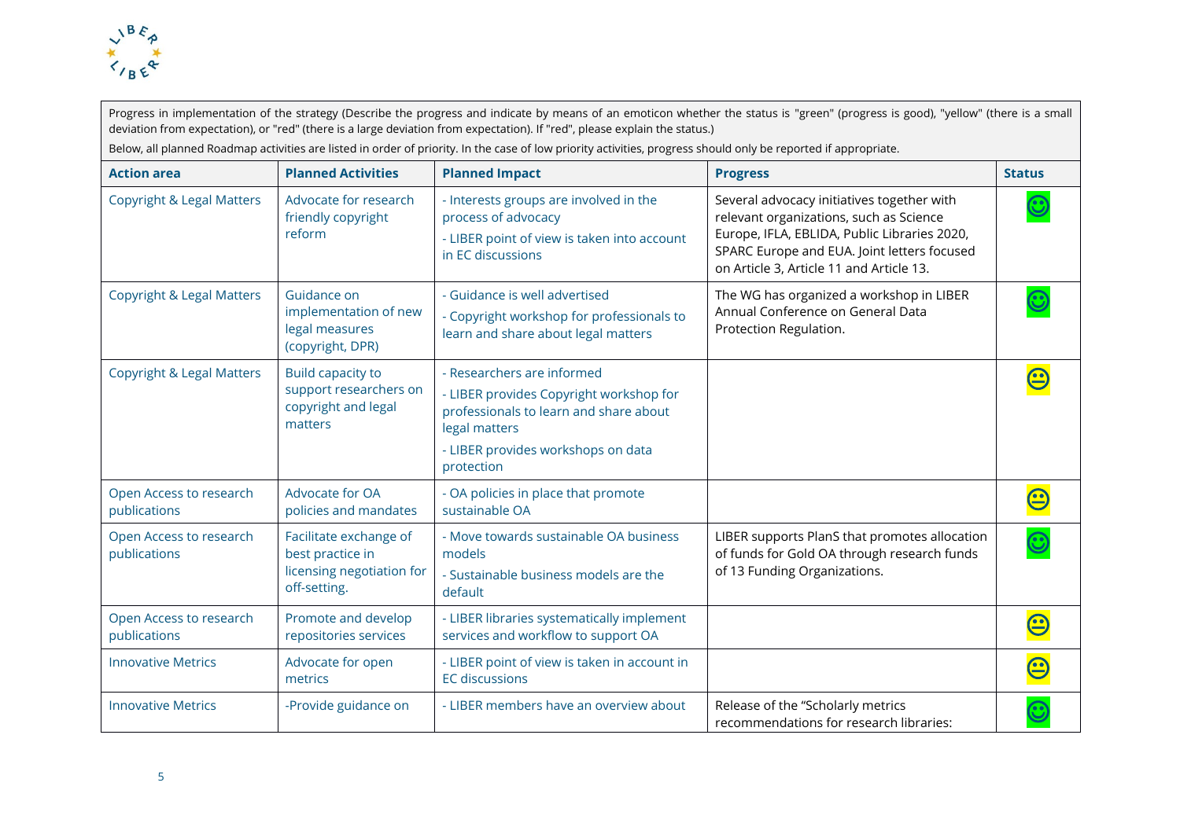Progress in implementation of the strategy (Describe the progress and indicate by means of an emoticon whether the status is "green" (progress is good), "yellow" (there is a small deviation from expectation), or "red" (there is a large deviation from expectation). If "red", please explain the status.)

Below, all planned Roadmap activities are listed in order of priority. In the case of low priority activities, progress should only be reported if appropriate.

| Action area | Planned Activities | Planned Impact | Progress | Status |
|---|---|---|---|---|
| Copyright & Legal Matters | Advocate for research friendly copyright reform | - Interests groups are involved in the process of advocacy<br>- LIBER point of view is taken into account in EC discussions | Several advocacy initiatives together with relevant organizations, such as Science Europe, IFLA, EBLIDA, Public Libraries 2020, SPARC Europe and EUA. Joint letters focused on Article 3, Article 11 and Article 13. | 😊 |
| Copyright & Legal Matters | Guidance on implementation of new legal measures (copyright, DPR) | - Guidance is well advertised<br>- Copyright workshop for professionals to learn and share about legal matters | The WG has organized a workshop in LIBER Annual Conference on General Data Protection Regulation. | 😊 |
| Copyright & Legal Matters | Build capacity to support researchers on copyright and legal matters | - Researchers are informed<br>- LIBER provides Copyright workshop for professionals to learn and share about legal matters<br>- LIBER provides workshops on data protection | | 😐 |
| Open Access to research publications | Advocate for OA policies and mandates | - OA policies in place that promote sustainable OA | | 😐 |
| Open Access to research publications | Facilitate exchange of best practice in licensing negotiation for off-setting. | - Move towards sustainable OA business models<br>- Sustainable business models are the default | LIBER supports PlanS that promotes allocation of funds for Gold OA through research funds of 13 Funding Organizations. | 😊 |
| Open Access to research publications | Promote and develop repositories services | - LIBER libraries systematically implement services and workflow to support OA | | 😐 |
| Innovative Metrics | Advocate for open metrics | - LIBER point of view is taken in account in EC discussions | | 😐 |
| Innovative Metrics | -Provide guidance on | - LIBER members have an overview about | Release of the "Scholarly metrics recommendations for research libraries: | 😊 |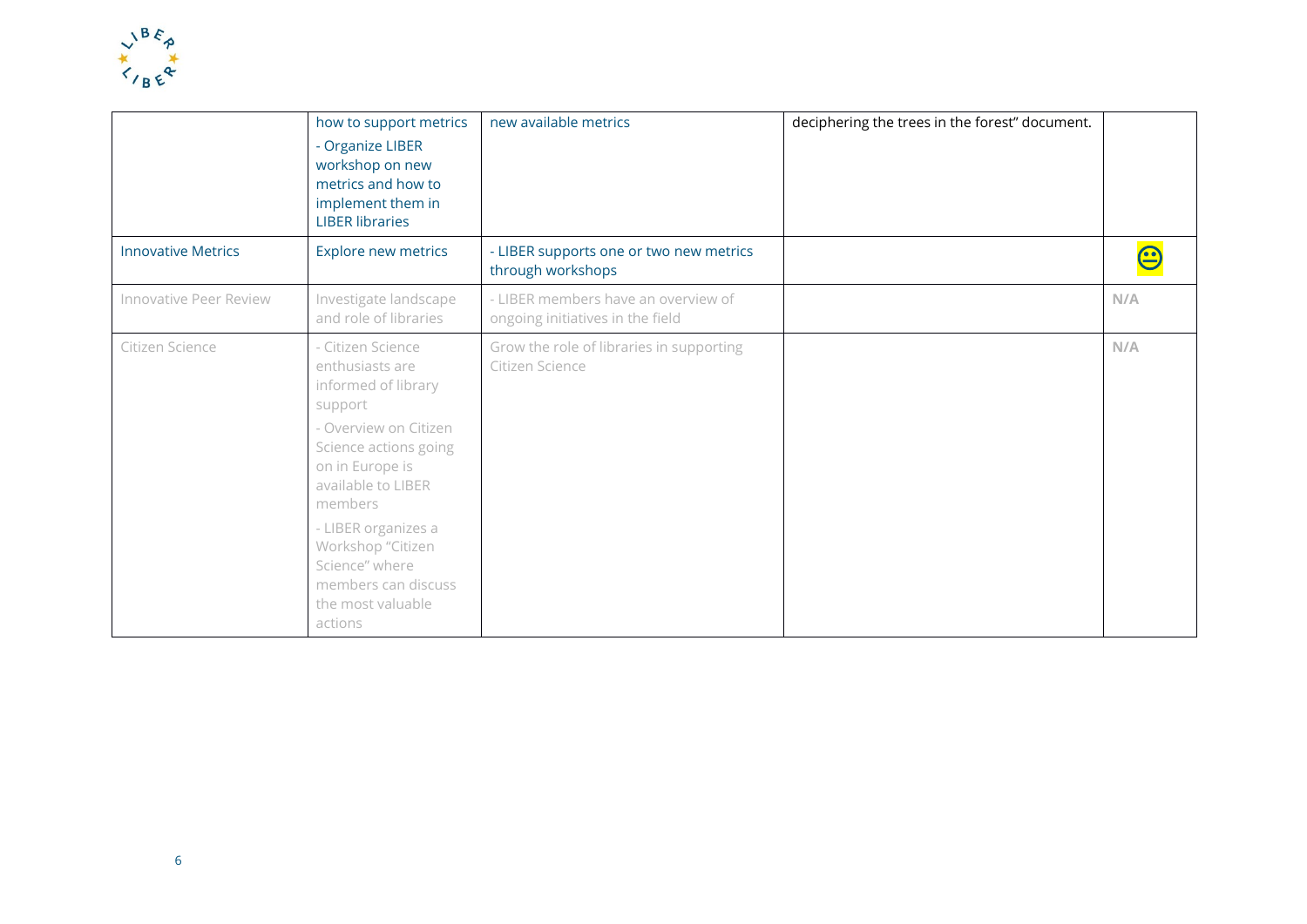| | | | | |
|---|---|---|---|---|
| | how to support metrics<br>- Organize LIBER workshop on new metrics and how to implement them in LIBER libraries | new available metrics | deciphering the trees in the forest" document. | |
| Innovative Metrics | Explore new metrics | - LIBER supports one or two new metrics through workshops | | 😐 |
| Innovative Peer Review | Investigate landscape and role of libraries | - LIBER members have an overview of ongoing initiatives in the field | | N/A |
| Citizen Science | - Citizen Science enthusiasts are informed of library support<br>- Overview on Citizen Science actions going on in Europe is available to LIBER members<br>- LIBER organizes a Workshop "Citizen Science" where members can discuss the most valuable actions | Grow the role of libraries in supporting Citizen Science | | N/A |